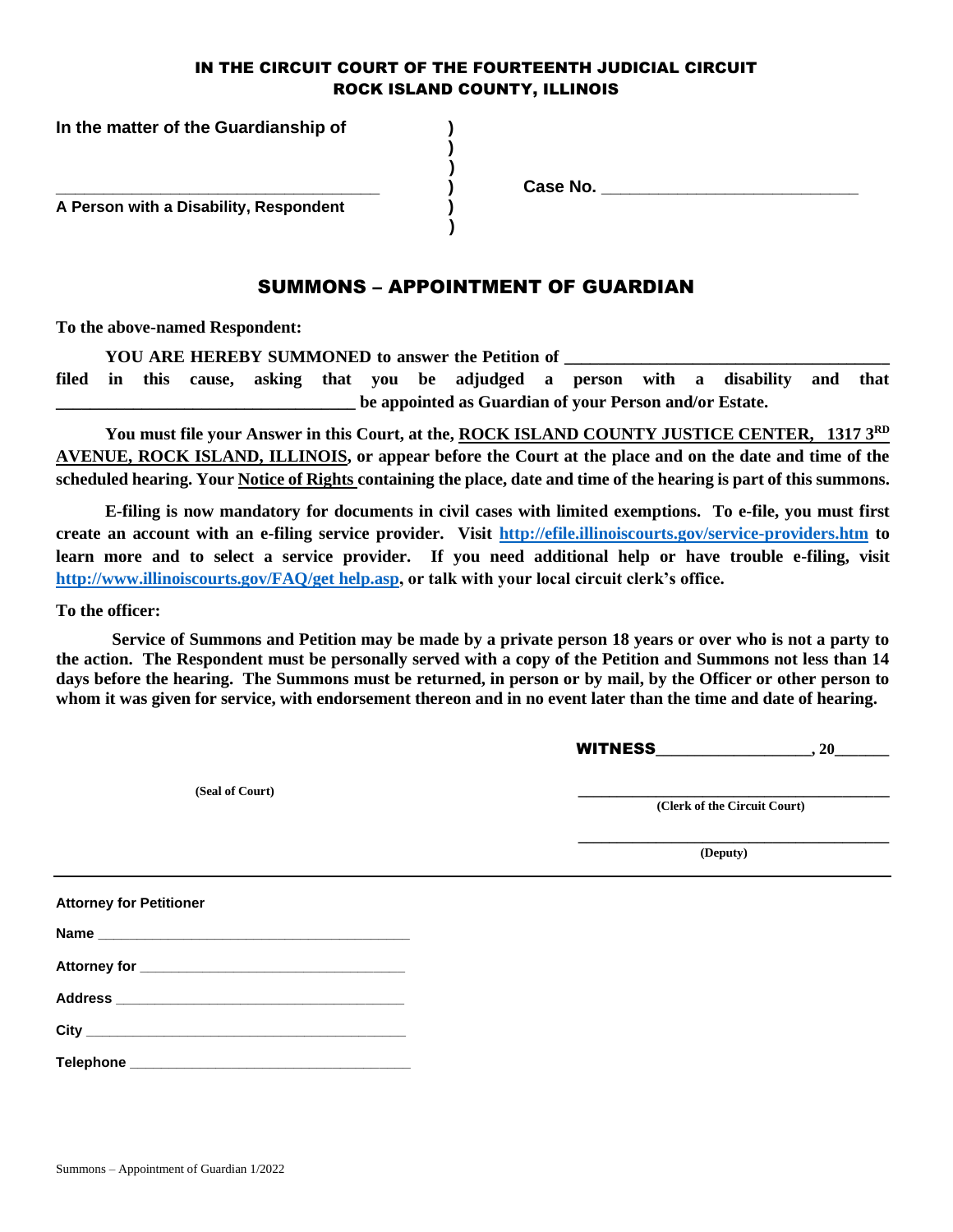**IN THE CIRCUIT COURT OF THE FOURTEENTH JUDICIAL CIRCUIT**
**ROCK ISLAND COUNTY, ILLINOIS**

**In the matter of the Guardianship of** )
)
)
\_\_\_\_\_\_\_\_\_\_\_\_\_\_\_\_\_\_\_\_\_\_\_\_\_\_\_\_\_\_\_\_\_\_\_\_ ) **Case No.** \_\_\_\_\_\_\_\_\_\_\_\_\_\_\_\_\_\_\_\_\_\_\_\_\_\_\_\_
**A Person with a Disability, Respondent** )
)

## SUMMONS – APPOINTMENT OF GUARDIAN

**To the above-named Respondent:**

**YOU ARE HEREBY SUMMONED to answer the Petition of \_\_\_\_\_\_\_\_\_\_\_\_\_\_\_\_\_\_\_\_\_\_\_\_\_\_\_\_\_\_\_\_\_\_\_\_ filed in this cause, asking that you be adjudged a person with a disability and that \_\_\_\_\_\_\_\_\_\_\_\_\_\_\_\_\_\_\_\_\_\_\_\_\_\_\_\_\_\_\_\_\_\_\_\_ be appointed as Guardian of your Person and/or Estate.**

**You must file your Answer in this Court, at the, ROCK ISLAND COUNTY JUSTICE CENTER, 1317 3RD AVENUE, ROCK ISLAND, ILLINOIS, or appear before the Court at the place and on the date and time of the scheduled hearing. Your Notice of Rights containing the place, date and time of the hearing is part of this summons.**

**E-filing is now mandatory for documents in civil cases with limited exemptions. To e-file, you must first create an account with an e-filing service provider. Visit http://efile.illinoiscourts.gov/service-providers.htm to learn more and to select a service provider. If you need additional help or have trouble e-filing, visit http://www.illinoiscourts.gov/FAQ/get help.asp, or talk with your local circuit clerk's office.**

**To the officer:**

**Service of Summons and Petition may be made by a private person 18 years or over who is not a party to the action. The Respondent must be personally served with a copy of the Petition and Summons not less than 14 days before the hearing. The Summons must be returned, in person or by mail, by the Officer or other person to whom it was given for service, with endorsement thereon and in no event later than the time and date of hearing.**

**WITNESS**\_\_\_\_\_\_\_\_\_\_\_\_\_\_\_\_\_\_\_\_, 20\_\_\_\_\_\_\_

(Seal of Court)

\_\_\_\_\_\_\_\_\_\_\_\_\_\_\_\_\_\_\_\_\_\_\_\_\_\_\_\_\_\_\_\_\_\_\_\_\_\_\_\_
(Clerk of the Circuit Court)

\_\_\_\_\_\_\_\_\_\_\_\_\_\_\_\_\_\_\_\_\_\_\_\_\_\_\_\_\_\_\_\_\_\_\_\_\_\_\_\_
(Deputy)

---

**Attorney for Petitioner**

**Name** \_\_\_\_\_\_\_\_\_\_\_\_\_\_\_\_\_\_\_\_\_\_\_\_\_\_\_\_\_\_\_\_\_\_\_\_\_\_\_\_

**Attorney for** \_\_\_\_\_\_\_\_\_\_\_\_\_\_\_\_\_\_\_\_\_\_\_\_\_\_\_\_\_\_\_\_\_\_

**Address** \_\_\_\_\_\_\_\_\_\_\_\_\_\_\_\_\_\_\_\_\_\_\_\_\_\_\_\_\_\_\_\_\_\_\_\_\_\_

**City** \_\_\_\_\_\_\_\_\_\_\_\_\_\_\_\_\_\_\_\_\_\_\_\_\_\_\_\_\_\_\_\_\_\_\_\_\_\_\_\_\_\_

**Telephone** \_\_\_\_\_\_\_\_\_\_\_\_\_\_\_\_\_\_\_\_\_\_\_\_\_\_\_\_\_\_\_\_\_\_\_\_\_

Summons – Appointment of Guardian 1/2022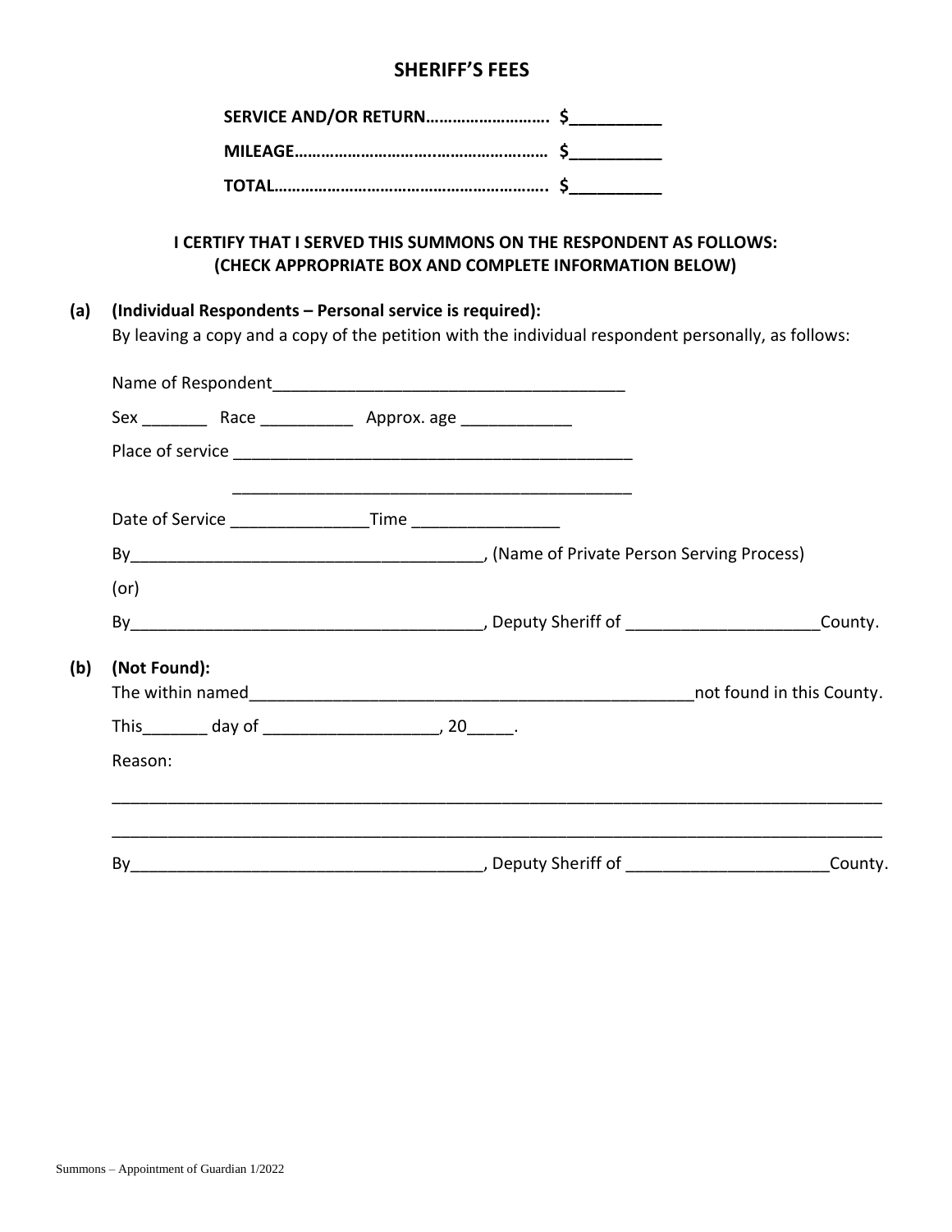## SHERIFF'S FEES

**SERVICE AND/OR RETURN……………………… $__________**

**MILEAGE……………………………………………… $__________**

**TOTAL………………………………………………….. $__________**

**I CERTIFY THAT I SERVED THIS SUMMONS ON THE RESPONDENT AS FOLLOWS:**
**(CHECK APPROPRIATE BOX AND COMPLETE INFORMATION BELOW)**

**(a) (Individual Respondents – Personal service is required):**
By leaving a copy and a copy of the petition with the individual respondent personally, as follows:

Name of Respondent_______________________________________

Sex _______ Race __________ Approx. age ____________

Place of service ____________________________________________

____________________________________________

Date of Service _______________Time ________________

By_____________________________________, (Name of Private Person Serving Process)

(or)

By_____________________________________, Deputy Sheriff of ____________________County.

**(b) (Not Found):**
The within named_________________________________________________not found in this County.

This_______ day of __________________, 20_____.

Reason:

_______________________________________________________________________________

_______________________________________________________________________________

By_____________________________________, Deputy Sheriff of _____________________County.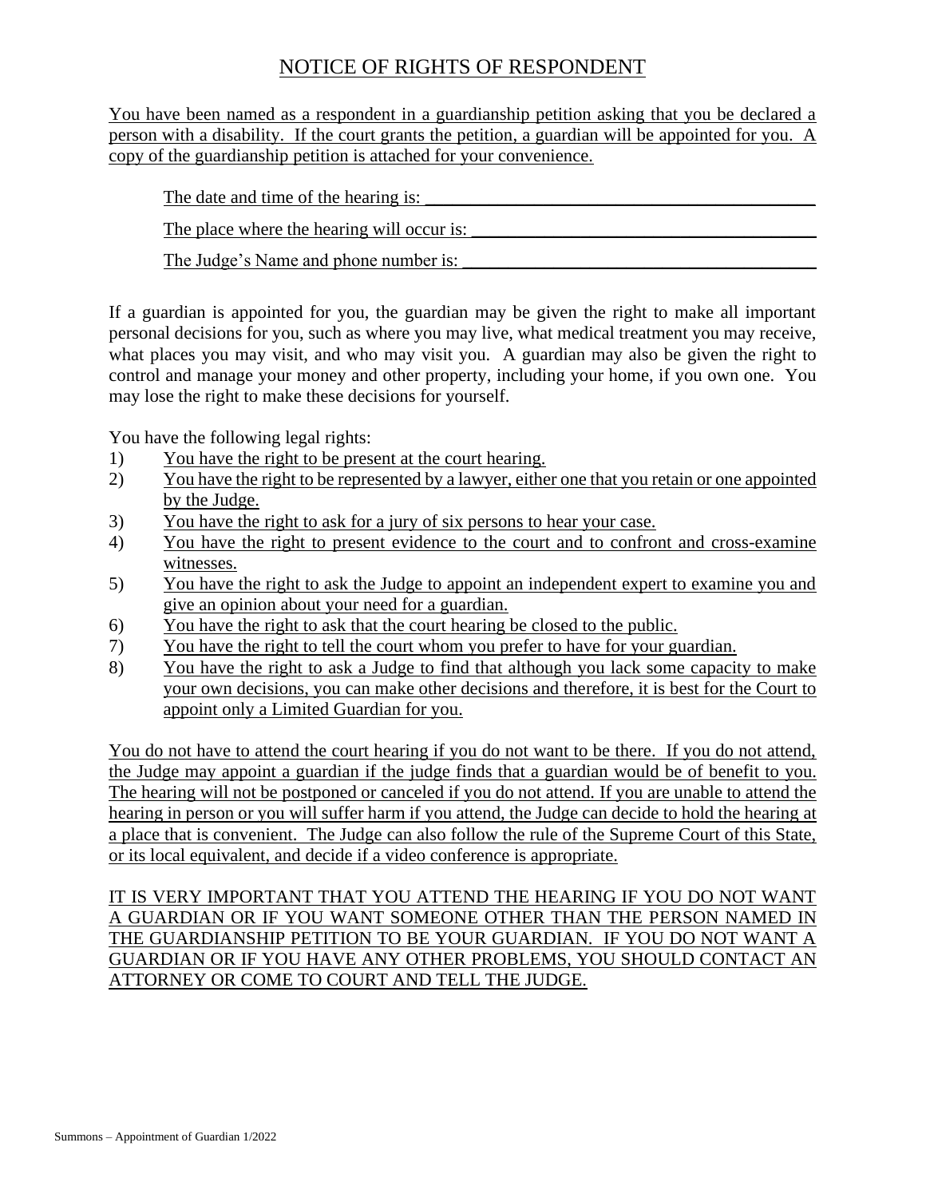# NOTICE OF RIGHTS OF RESPONDENT

You have been named as a respondent in a guardianship petition asking that you be declared a person with a disability. If the court grants the petition, a guardian will be appointed for you. A copy of the guardianship petition is attached for your convenience.

The date and time of the hearing is: ___________________________________________

The place where the hearing will occur is: ______________________________________

The Judge's Name and phone number is: ________________________________________

If a guardian is appointed for you, the guardian may be given the right to make all important personal decisions for you, such as where you may live, what medical treatment you may receive, what places you may visit, and who may visit you. A guardian may also be given the right to control and manage your money and other property, including your home, if you own one. You may lose the right to make these decisions for yourself.

You have the following legal rights:

1) You have the right to be present at the court hearing.
2) You have the right to be represented by a lawyer, either one that you retain or one appointed by the Judge.
3) You have the right to ask for a jury of six persons to hear your case.
4) You have the right to present evidence to the court and to confront and cross-examine witnesses.
5) You have the right to ask the Judge to appoint an independent expert to examine you and give an opinion about your need for a guardian.
6) You have the right to ask that the court hearing be closed to the public.
7) You have the right to tell the court whom you prefer to have for your guardian.
8) You have the right to ask a Judge to find that although you lack some capacity to make your own decisions, you can make other decisions and therefore, it is best for the Court to appoint only a Limited Guardian for you.

You do not have to attend the court hearing if you do not want to be there. If you do not attend, the Judge may appoint a guardian if the judge finds that a guardian would be of benefit to you. The hearing will not be postponed or canceled if you do not attend. If you are unable to attend the hearing in person or you will suffer harm if you attend, the Judge can decide to hold the hearing at a place that is convenient. The Judge can also follow the rule of the Supreme Court of this State, or its local equivalent, and decide if a video conference is appropriate.

IT IS VERY IMPORTANT THAT YOU ATTEND THE HEARING IF YOU DO NOT WANT A GUARDIAN OR IF YOU WANT SOMEONE OTHER THAN THE PERSON NAMED IN THE GUARDIANSHIP PETITION TO BE YOUR GUARDIAN. IF YOU DO NOT WANT A GUARDIAN OR IF YOU HAVE ANY OTHER PROBLEMS, YOU SHOULD CONTACT AN ATTORNEY OR COME TO COURT AND TELL THE JUDGE.